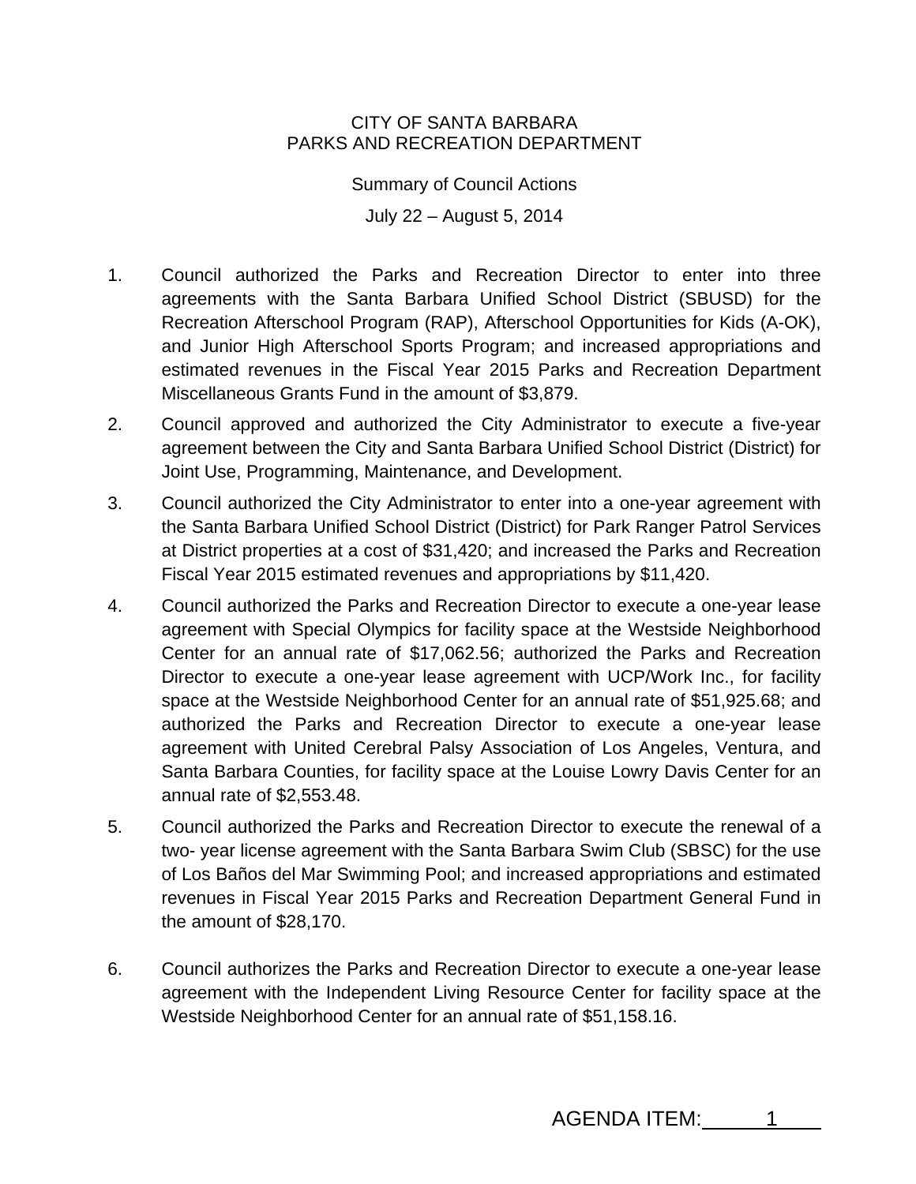CITY OF SANTA BARBARA
PARKS AND RECREATION DEPARTMENT

Summary of Council Actions

July 22 – August 5, 2014

1. Council authorized the Parks and Recreation Director to enter into three agreements with the Santa Barbara Unified School District (SBUSD) for the Recreation Afterschool Program (RAP), Afterschool Opportunities for Kids (A-OK), and Junior High Afterschool Sports Program; and increased appropriations and estimated revenues in the Fiscal Year 2015 Parks and Recreation Department Miscellaneous Grants Fund in the amount of $3,879.

2. Council approved and authorized the City Administrator to execute a five-year agreement between the City and Santa Barbara Unified School District (District) for Joint Use, Programming, Maintenance, and Development.

3. Council authorized the City Administrator to enter into a one-year agreement with the Santa Barbara Unified School District (District) for Park Ranger Patrol Services at District properties at a cost of $31,420; and increased the Parks and Recreation Fiscal Year 2015 estimated revenues and appropriations by $11,420.

4. Council authorized the Parks and Recreation Director to execute a one-year lease agreement with Special Olympics for facility space at the Westside Neighborhood Center for an annual rate of $17,062.56; authorized the Parks and Recreation Director to execute a one-year lease agreement with UCP/Work Inc., for facility space at the Westside Neighborhood Center for an annual rate of $51,925.68; and authorized the Parks and Recreation Director to execute a one-year lease agreement with United Cerebral Palsy Association of Los Angeles, Ventura, and Santa Barbara Counties, for facility space at the Louise Lowry Davis Center for an annual rate of $2,553.48.

5. Council authorized the Parks and Recreation Director to execute the renewal of a two- year license agreement with the Santa Barbara Swim Club (SBSC) for the use of Los Baños del Mar Swimming Pool; and increased appropriations and estimated revenues in Fiscal Year 2015 Parks and Recreation Department General Fund in the amount of $28,170.

6. Council authorizes the Parks and Recreation Director to execute a one-year lease agreement with the Independent Living Resource Center for facility space at the Westside Neighborhood Center for an annual rate of $51,158.16.

AGENDA ITEM: 1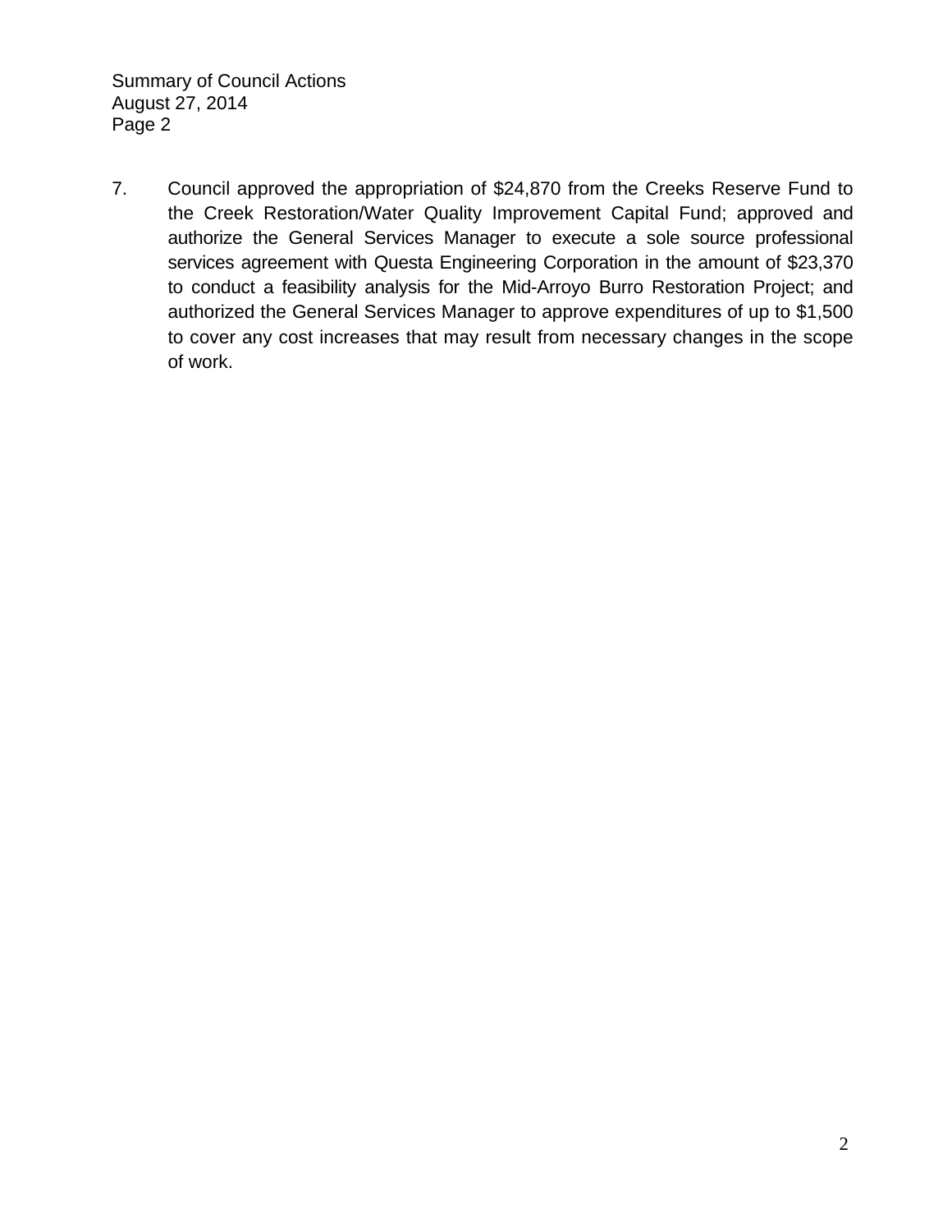7. Council approved the appropriation of $24,870 from the Creeks Reserve Fund to the Creek Restoration/Water Quality Improvement Capital Fund; approved and authorize the General Services Manager to execute a sole source professional services agreement with Questa Engineering Corporation in the amount of $23,370 to conduct a feasibility analysis for the Mid-Arroyo Burro Restoration Project; and authorized the General Services Manager to approve expenditures of up to $1,500 to cover any cost increases that may result from necessary changes in the scope of work.